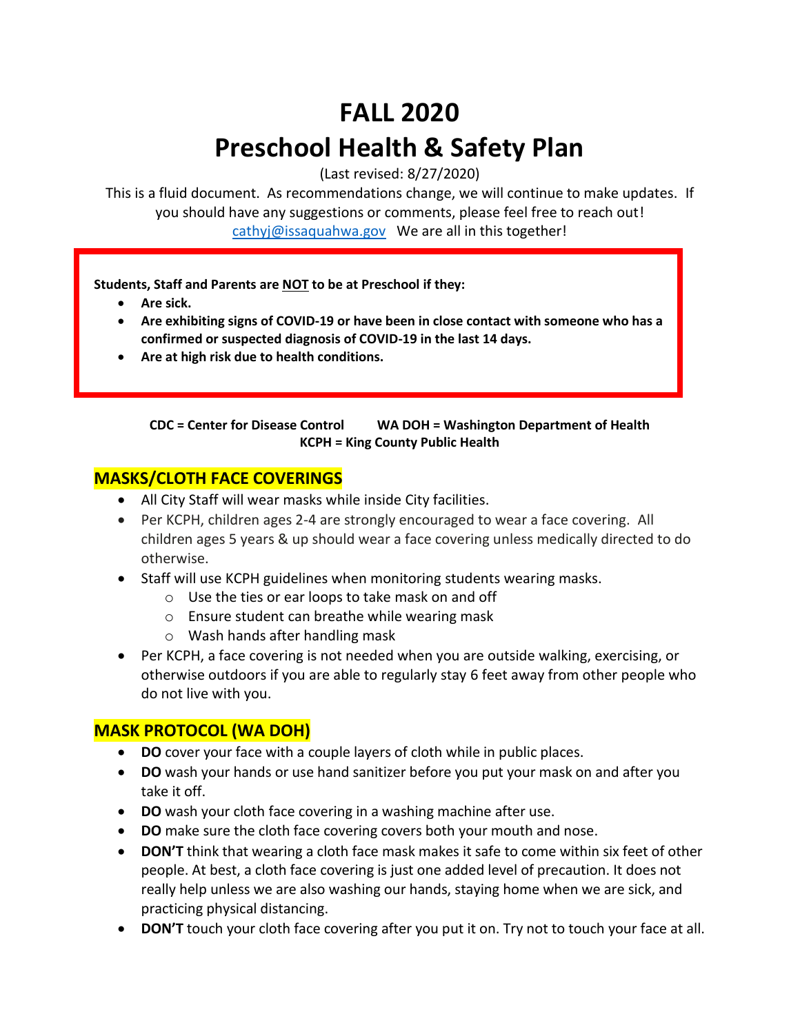# FALL 2020

# Preschool Health & Safety Plan

(Last revised: 8/27/2020)

This is a fluid document. As recommendations change, we will continue to make updates. If you should have any suggestions or comments, please feel free to reach out! cathyj@issaquahwa.gov We are all in this together!

**Students, Staff and Parents are NOT to be at Preschool if they:**

- **Are sick.**
- **Are exhibiting signs of COVID-19 or have been in close contact with someone who has a confirmed or suspected diagnosis of COVID-19 in the last 14 days.**
- **Are at high risk due to health conditions.**

**CDC = Center for Disease Control** **WA DOH = Washington Department of Health**
**KCPH = King County Public Health**

## MASKS/CLOTH FACE COVERINGS

- All City Staff will wear masks while inside City facilities.
- Per KCPH, children ages 2-4 are strongly encouraged to wear a face covering. All children ages 5 years & up should wear a face covering unless medically directed to do otherwise.
- Staff will use KCPH guidelines when monitoring students wearing masks.
  - Use the ties or ear loops to take mask on and off
  - Ensure student can breathe while wearing mask
  - Wash hands after handling mask
- Per KCPH, a face covering is not needed when you are outside walking, exercising, or otherwise outdoors if you are able to regularly stay 6 feet away from other people who do not live with you.

## MASK PROTOCOL (WA DOH)

- **DO** cover your face with a couple layers of cloth while in public places.
- **DO** wash your hands or use hand sanitizer before you put your mask on and after you take it off.
- **DO** wash your cloth face covering in a washing machine after use.
- **DO** make sure the cloth face covering covers both your mouth and nose.
- **DON'T** think that wearing a cloth face mask makes it safe to come within six feet of other people. At best, a cloth face covering is just one added level of precaution. It does not really help unless we are also washing our hands, staying home when we are sick, and practicing physical distancing.
- **DON'T** touch your cloth face covering after you put it on. Try not to touch your face at all.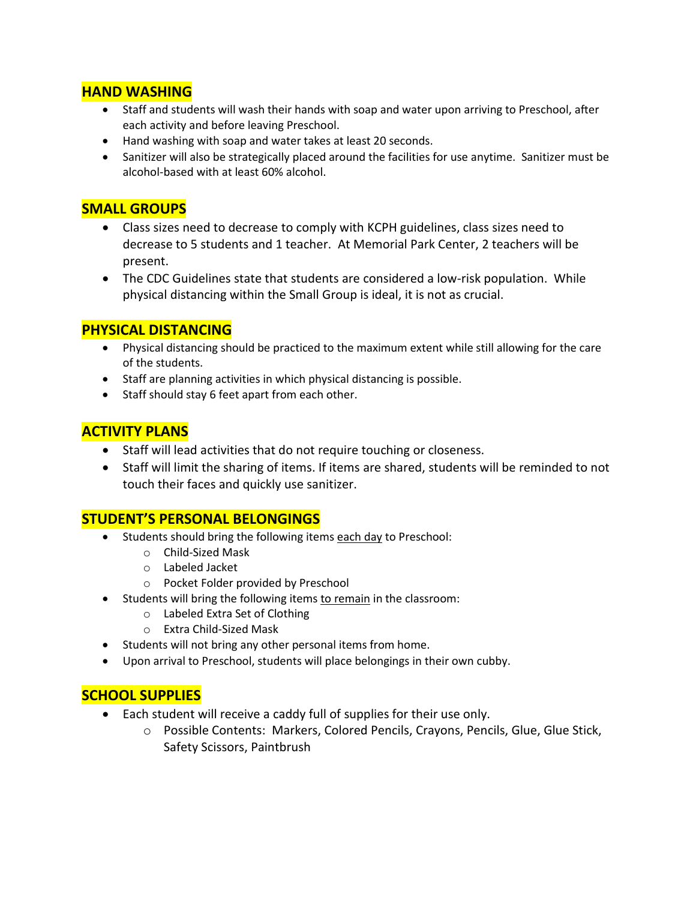## HAND WASHING

- Staff and students will wash their hands with soap and water upon arriving to Preschool, after each activity and before leaving Preschool.
- Hand washing with soap and water takes at least 20 seconds.
- Sanitizer will also be strategically placed around the facilities for use anytime. Sanitizer must be alcohol-based with at least 60% alcohol.

## SMALL GROUPS

- Class sizes need to decrease to comply with KCPH guidelines, class sizes need to decrease to 5 students and 1 teacher. At Memorial Park Center, 2 teachers will be present.
- The CDC Guidelines state that students are considered a low-risk population. While physical distancing within the Small Group is ideal, it is not as crucial.

## PHYSICAL DISTANCING

- Physical distancing should be practiced to the maximum extent while still allowing for the care of the students.
- Staff are planning activities in which physical distancing is possible.
- Staff should stay 6 feet apart from each other.

## ACTIVITY PLANS

- Staff will lead activities that do not require touching or closeness.
- Staff will limit the sharing of items. If items are shared, students will be reminded to not touch their faces and quickly use sanitizer.

## STUDENT'S PERSONAL BELONGINGS

- Students should bring the following items <u>each day</u> to Preschool:
  - Child-Sized Mask
  - Labeled Jacket
  - Pocket Folder provided by Preschool
- Students will bring the following items <u>to remain</u> in the classroom:
  - Labeled Extra Set of Clothing
  - Extra Child-Sized Mask
- Students will not bring any other personal items from home.
- Upon arrival to Preschool, students will place belongings in their own cubby.

## SCHOOL SUPPLIES

- Each student will receive a caddy full of supplies for their use only.
  - Possible Contents: Markers, Colored Pencils, Crayons, Pencils, Glue, Glue Stick, Safety Scissors, Paintbrush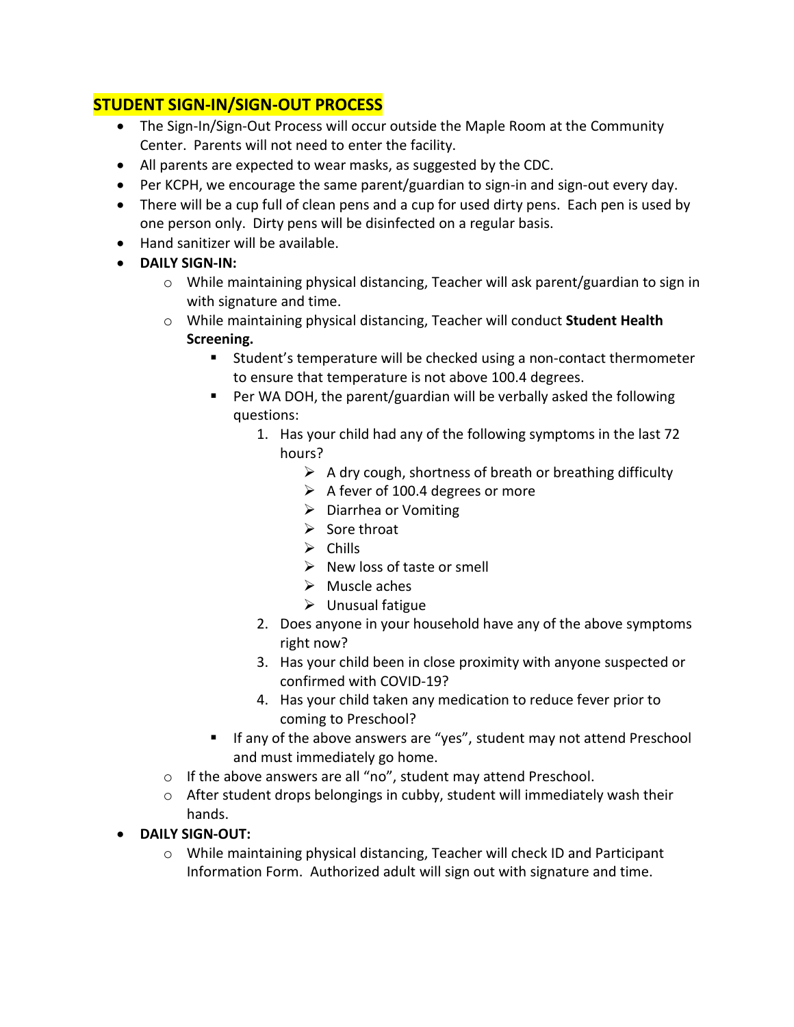## STUDENT SIGN-IN/SIGN-OUT PROCESS

- The Sign-In/Sign-Out Process will occur outside the Maple Room at the Community Center. Parents will not need to enter the facility.
- All parents are expected to wear masks, as suggested by the CDC.
- Per KCPH, we encourage the same parent/guardian to sign-in and sign-out every day.
- There will be a cup full of clean pens and a cup for used dirty pens. Each pen is used by one person only. Dirty pens will be disinfected on a regular basis.
- Hand sanitizer will be available.
- **DAILY SIGN-IN:**
  - While maintaining physical distancing, Teacher will ask parent/guardian to sign in with signature and time.
  - While maintaining physical distancing, Teacher will conduct **Student Health Screening.**
    - Student's temperature will be checked using a non-contact thermometer to ensure that temperature is not above 100.4 degrees.
    - Per WA DOH, the parent/guardian will be verbally asked the following questions:
      1. Has your child had any of the following symptoms in the last 72 hours?
         - A dry cough, shortness of breath or breathing difficulty
         - A fever of 100.4 degrees or more
         - Diarrhea or Vomiting
         - Sore throat
         - Chills
         - New loss of taste or smell
         - Muscle aches
         - Unusual fatigue
      2. Does anyone in your household have any of the above symptoms right now?
      3. Has your child been in close proximity with anyone suspected or confirmed with COVID-19?
      4. Has your child taken any medication to reduce fever prior to coming to Preschool?
    - If any of the above answers are "yes", student may not attend Preschool and must immediately go home.
  - If the above answers are all "no", student may attend Preschool.
  - After student drops belongings in cubby, student will immediately wash their hands.
- **DAILY SIGN-OUT:**
  - While maintaining physical distancing, Teacher will check ID and Participant Information Form. Authorized adult will sign out with signature and time.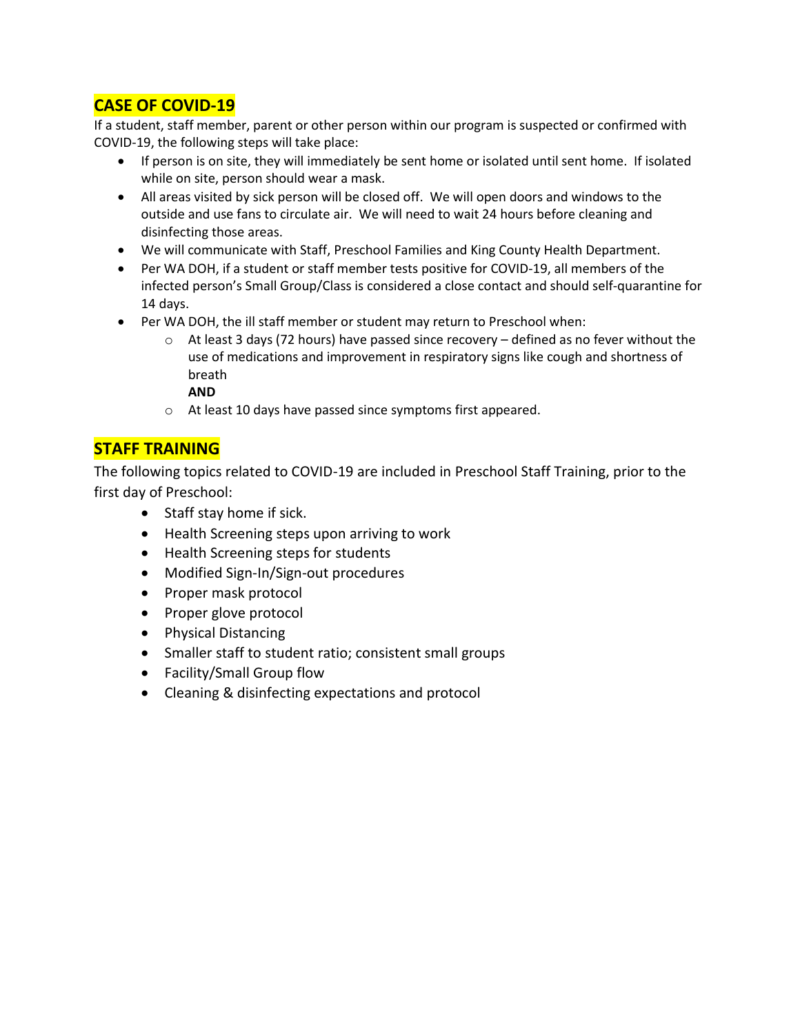## CASE OF COVID-19

If a student, staff member, parent or other person within our program is suspected or confirmed with COVID-19, the following steps will take place:

- If person is on site, they will immediately be sent home or isolated until sent home. If isolated while on site, person should wear a mask.
- All areas visited by sick person will be closed off. We will open doors and windows to the outside and use fans to circulate air. We will need to wait 24 hours before cleaning and disinfecting those areas.
- We will communicate with Staff, Preschool Families and King County Health Department.
- Per WA DOH, if a student or staff member tests positive for COVID-19, all members of the infected person's Small Group/Class is considered a close contact and should self-quarantine for 14 days.
- Per WA DOH, the ill staff member or student may return to Preschool when:
  - At least 3 days (72 hours) have passed since recovery – defined as no fever without the use of medications and improvement in respiratory signs like cough and shortness of breath
    **AND**
  - At least 10 days have passed since symptoms first appeared.

## STAFF TRAINING

The following topics related to COVID-19 are included in Preschool Staff Training, prior to the first day of Preschool:

- Staff stay home if sick.
- Health Screening steps upon arriving to work
- Health Screening steps for students
- Modified Sign-In/Sign-out procedures
- Proper mask protocol
- Proper glove protocol
- Physical Distancing
- Smaller staff to student ratio; consistent small groups
- Facility/Small Group flow
- Cleaning & disinfecting expectations and protocol